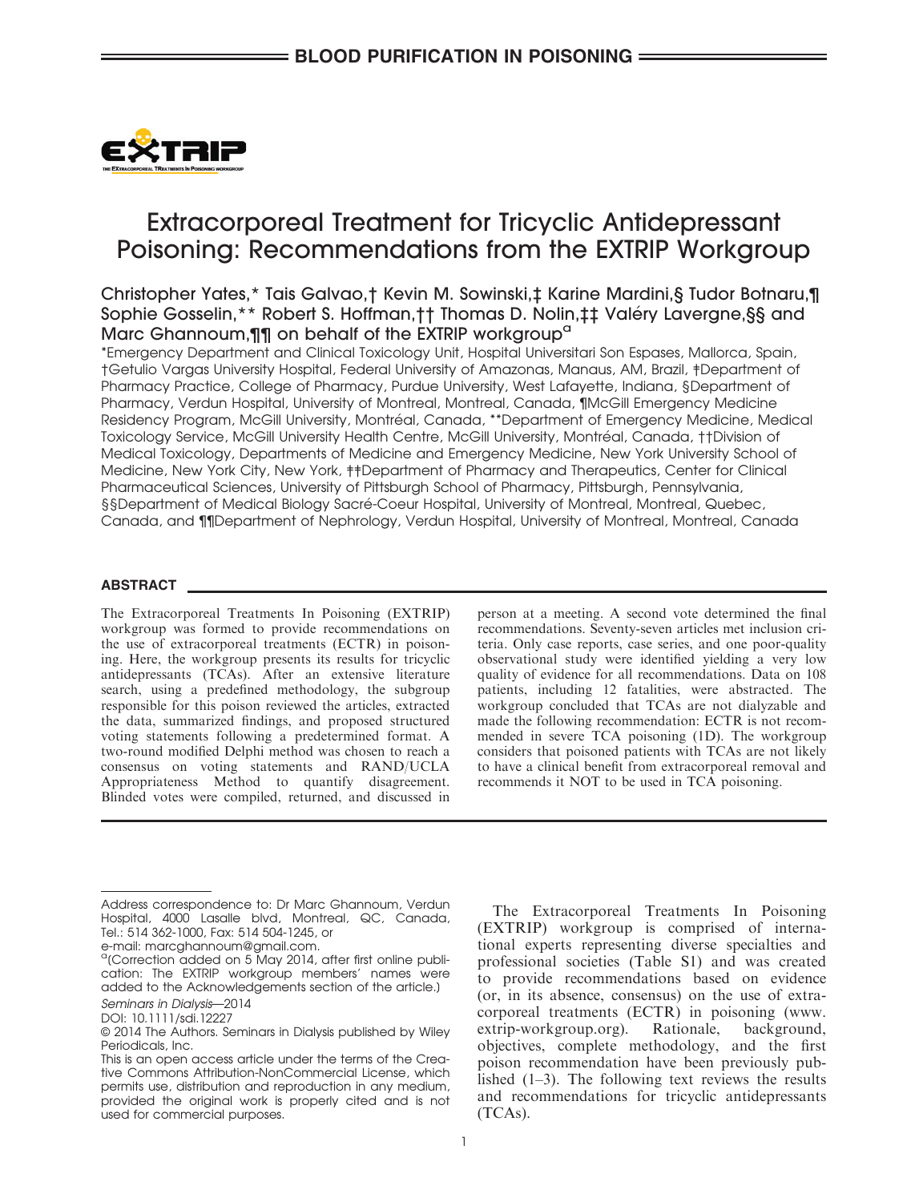# Extracorporeal Treatment for Tricyclic Antidepressant Poisoning: Recommendations from the EXTRIP Workgroup

Christopher Yates,* Tais Galvao,† Kevin M. Sowinski,‡ Karine Mardini,§ Tudor Botnaru,¶ Sophie Gosselin,** Robert S. Hoffman,†† Thomas D. Nolin,‡‡ Valéry Lavergne,§§ and Marc Ghannoum,¶¶ on behalf of the EXTRIP workgroup[a]

*Emergency Department and Clinical Toxicology Unit, Hospital Universitari Son Espases, Mallorca, Spain, †Getulio Vargas University Hospital, Federal University of Amazonas, Manaus, AM, Brazil, ‡Department of Pharmacy Practice, College of Pharmacy, Purdue University, West Lafayette, Indiana, §Department of Pharmacy, Verdun Hospital, University of Montreal, Montreal, Canada, ¶McGill Emergency Medicine Residency Program, McGill University, Montréal, Canada, **Department of Emergency Medicine, Medical Toxicology Service, McGill University Health Centre, McGill University, Montréal, Canada, ††Division of Medical Toxicology, Departments of Medicine and Emergency Medicine, New York University School of Medicine, New York City, New York, ‡‡Department of Pharmacy and Therapeutics, Center for Clinical Pharmaceutical Sciences, University of Pittsburgh School of Pharmacy, Pittsburgh, Pennsylvania, §§Department of Medical Biology Sacré-Coeur Hospital, University of Montreal, Montreal, Quebec, Canada, and ¶¶Department of Nephrology, Verdun Hospital, University of Montreal, Montreal, Canada

## ABSTRACT

The Extracorporeal Treatments In Poisoning (EXTRIP) workgroup was formed to provide recommendations on the use of extracorporeal treatments (ECTR) in poisoning. Here, the workgroup presents its results for tricyclic antidepressants (TCAs). After an extensive literature search, using a predefined methodology, the subgroup responsible for this poison reviewed the articles, extracted the data, summarized findings, and proposed structured voting statements following a predetermined format. A two-round modified Delphi method was chosen to reach a consensus on voting statements and RAND/UCLA Appropriateness Method to quantify disagreement. Blinded votes were compiled, returned, and discussed in person at a meeting. A second vote determined the final recommendations. Seventy-seven articles met inclusion criteria. Only case reports, case series, and one poor-quality observational study were identified yielding a very low quality of evidence for all recommendations. Data on 108 patients, including 12 fatalities, were abstracted. The workgroup concluded that TCAs are not dialyzable and made the following recommendation: ECTR is not recommended in severe TCA poisoning (1D). The workgroup considers that poisoned patients with TCAs are not likely to have a clinical benefit from extracorporeal removal and recommends it NOT to be used in TCA poisoning.

---

Address correspondence to: Dr Marc Ghannoum, Verdun Hospital, 4000 Lasalle blvd, Montreal, QC, Canada, Tel.: 514 362-1000, Fax: 514 504-1245, or e-mail: marcghannoum@gmail.com.

[a](Correction added on 5 May 2014, after first online publication: The EXTRIP workgroup members' names were added to the Acknowledgements section of the article.)

*Seminars in Dialysis*—2014

DOI: 10.1111/sdi.12227

© 2014 The Authors. Seminars in Dialysis published by Wiley Periodicals, Inc.

This is an open access article under the terms of the Creative Commons Attribution-NonCommercial License, which permits use, distribution and reproduction in any medium, provided the original work is properly cited and is not used for commercial purposes.

The Extracorporeal Treatments In Poisoning (EXTRIP) workgroup is comprised of international experts representing diverse specialties and professional societies (Table S1) and was created to provide recommendations based on evidence (or, in its absence, consensus) on the use of extracorporeal treatments (ECTR) in poisoning (www.extrip-workgroup.org). Rationale, background, objectives, complete methodology, and the first poison recommendation have been previously published (1–3). The following text reviews the results and recommendations for tricyclic antidepressants (TCAs).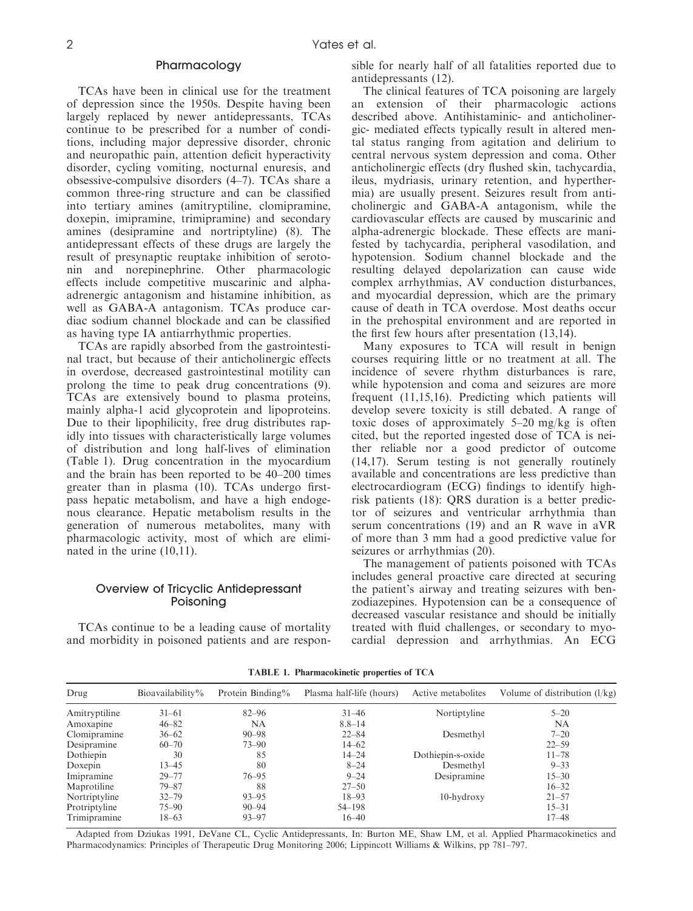## Pharmacology

TCAs have been in clinical use for the treatment of depression since the 1950s. Despite having been largely replaced by newer antidepressants, TCAs continue to be prescribed for a number of conditions, including major depressive disorder, chronic and neuropathic pain, attention deficit hyperactivity disorder, cycling vomiting, nocturnal enuresis, and obsessive-compulsive disorders (4–7). TCAs share a common three-ring structure and can be classified into tertiary amines (amitryptiline, clomipramine, doxepin, imipramine, trimipramine) and secondary amines (desipramine and nortriptyline) (8). The antidepressant effects of these drugs are largely the result of presynaptic reuptake inhibition of serotonin and norepinephrine. Other pharmacologic effects include competitive muscarinic and alpha-adrenergic antagonism and histamine inhibition, as well as GABA-A antagonism. TCAs produce cardiac sodium channel blockade and can be classified as having type IA antiarrhythmic properties.

TCAs are rapidly absorbed from the gastrointestinal tract, but because of their anticholinergic effects in overdose, decreased gastrointestinal motility can prolong the time to peak drug concentrations (9). TCAs are extensively bound to plasma proteins, mainly alpha-1 acid glycoprotein and lipoproteins. Due to their lipophilicity, free drug distributes rapidly into tissues with characteristically large volumes of distribution and long half-lives of elimination (Table 1). Drug concentration in the myocardium and the brain has been reported to be 40–200 times greater than in plasma (10). TCAs undergo first-pass hepatic metabolism, and have a high endogenous clearance. Hepatic metabolism results in the generation of numerous metabolites, many with pharmacologic activity, most of which are eliminated in the urine (10,11).

## Overview of Tricyclic Antidepressant Poisoning

TCAs continue to be a leading cause of mortality and morbidity in poisoned patients and are responsible for nearly half of all fatalities reported due to antidepressants (12).

The clinical features of TCA poisoning are largely an extension of their pharmacologic actions described above. Antihistaminic- and anticholinergic- mediated effects typically result in altered mental status ranging from agitation and delirium to central nervous system depression and coma. Other anticholinergic effects (dry flushed skin, tachycardia, ileus, mydriasis, urinary retention, and hyperthermia) are usually present. Seizures result from anticholinergic and GABA-A antagonism, while the cardiovascular effects are caused by muscarinic and alpha-adrenergic blockade. These effects are manifested by tachycardia, peripheral vasodilation, and hypotension. Sodium channel blockade and the resulting delayed depolarization can cause wide complex arrhythmias, AV conduction disturbances, and myocardial depression, which are the primary cause of death in TCA overdose. Most deaths occur in the prehospital environment and are reported in the first few hours after presentation (13,14).

Many exposures to TCA will result in benign courses requiring little or no treatment at all. The incidence of severe rhythm disturbances is rare, while hypotension and coma and seizures are more frequent (11,15,16). Predicting which patients will develop severe toxicity is still debated. A range of toxic doses of approximately 5–20 mg/kg is often cited, but the reported ingested dose of TCA is neither reliable nor a good predictor of outcome (14,17). Serum testing is not generally routinely available and concentrations are less predictive than electrocardiogram (ECG) findings to identify high-risk patients (18): QRS duration is a better predictor of seizures and ventricular arrhythmia than serum concentrations (19) and an R wave in aVR of more than 3 mm had a good predictive value for seizures or arrhythmias (20).

The management of patients poisoned with TCAs includes general proactive care directed at securing the patient's airway and treating seizures with benzodiazepines. Hypotension can be a consequence of decreased vascular resistance and should be initially treated with fluid challenges, or secondary to myocardial depression and arrhythmias. An ECG

**TABLE 1. Pharmacokinetic properties of TCA**

| Drug | Bioavailability% | Protein Binding% | Plasma half-life (hours) | Active metabolites | Volume of distribution (l/kg) |
|---|---|---|---|---|---|
| Amitryptiline | 31–61 | 82–96 | 31–46 | Nortiptyline | 5–20 |
| Amoxapine | 46–82 | NA | 8.8–14 | | NA |
| Clomipramine | 36–62 | 90–98 | 22–84 | Desmethyl | 7–20 |
| Desipramine | 60–70 | 73–90 | 14–62 | | 22–59 |
| Dothiepin | 30 | 85 | 14–24 | Dothiepin-s-oxide | 11–78 |
| Doxepin | 13–45 | 80 | 8–24 | Desmethyl | 9–33 |
| Imipramine | 29–77 | 76–95 | 9–24 | Desipramine | 15–30 |
| Maprotiline | 79–87 | 88 | 27–50 | | 16–32 |
| Nortriptyline | 32–79 | 93–95 | 18–93 | 10-hydroxy | 21–57 |
| Protriptyline | 75–90 | 90–94 | 54–198 | | 15–31 |
| Trimipramine | 18–63 | 93–97 | 16–40 | | 17–48 |

Adapted from Dziukas 1991, DeVane CL, Cyclic Antidepressants, In: Burton ME, Shaw LM, et al. Applied Pharmacokinetics and Pharmacodynamics: Principles of Therapeutic Drug Monitoring 2006; Lippincott Williams & Wilkins, pp 781–797.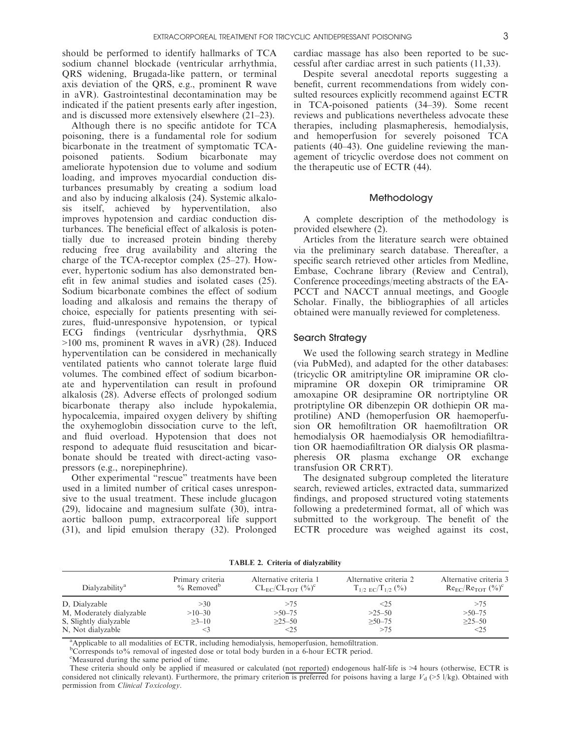should be performed to identify hallmarks of TCA sodium channel blockade (ventricular arrhythmia, QRS widening, Brugada-like pattern, or terminal axis deviation of the QRS, e.g., prominent R wave in aVR). Gastrointestinal decontamination may be indicated if the patient presents early after ingestion, and is discussed more extensively elsewhere (21–23).

Although there is no specific antidote for TCA poisoning, there is a fundamental role for sodium bicarbonate in the treatment of symptomatic TCA-poisoned patients. Sodium bicarbonate may ameliorate hypotension due to volume and sodium loading, and improves myocardial conduction disturbances presumably by creating a sodium load and also by inducing alkalosis (24). Systemic alkalosis itself, achieved by hyperventilation, also improves hypotension and cardiac conduction disturbances. The beneficial effect of alkalosis is potentially due to increased protein binding thereby reducing free drug availability and altering the charge of the TCA-receptor complex (25–27). However, hypertonic sodium has also demonstrated benefit in few animal studies and isolated cases (25). Sodium bicarbonate combines the effect of sodium loading and alkalosis and remains the therapy of choice, especially for patients presenting with seizures, fluid-unresponsive hypotension, or typical ECG findings (ventricular dysrhythmia, QRS >100 ms, prominent R waves in aVR) (28). Induced hyperventilation can be considered in mechanically ventilated patients who cannot tolerate large fluid volumes. The combined effect of sodium bicarbonate and hyperventilation can result in profound alkalosis (28). Adverse effects of prolonged sodium bicarbonate therapy also include hypokalemia, hypocalcemia, impaired oxygen delivery by shifting the oxyhemoglobin dissociation curve to the left, and fluid overload. Hypotension that does not respond to adequate fluid resuscitation and bicarbonate should be treated with direct-acting vasopressors (e.g., norepinephrine).

Other experimental "rescue" treatments have been used in a limited number of critical cases unresponsive to the usual treatment. These include glucagon (29), lidocaine and magnesium sulfate (30), intra-aortic balloon pump, extracorporeal life support (31), and lipid emulsion therapy (32). Prolonged cardiac massage has also been reported to be successful after cardiac arrest in such patients (11,33).

Despite several anecdotal reports suggesting a benefit, current recommendations from widely consulted resources explicitly recommend against ECTR in TCA-poisoned patients (34–39). Some recent reviews and publications nevertheless advocate these therapies, including plasmapheresis, hemodialysis, and hemoperfusion for severely poisoned TCA patients (40–43). One guideline reviewing the management of tricyclic overdose does not comment on the therapeutic use of ECTR (44).

## Methodology

A complete description of the methodology is provided elsewhere (2).

Articles from the literature search were obtained via the preliminary search database. Thereafter, a specific search retrieved other articles from Medline, Embase, Cochrane library (Review and Central), Conference proceedings/meeting abstracts of the EA-PCCT and NACCT annual meetings, and Google Scholar. Finally, the bibliographies of all articles obtained were manually reviewed for completeness.

### Search Strategy

We used the following search strategy in Medline (via PubMed), and adapted for the other databases: (tricyclic OR amitriptyline OR imipramine OR clomipramine OR doxepin OR trimipramine OR amoxapine OR desipramine OR nortriptyline OR protriptyline OR dibenzepin OR dothiepin OR maprotiline) AND (hemoperfusion OR haemoperfusion OR hemofiltration OR haemofiltration OR hemodialysis OR haemodialysis OR hemodiafiltration OR haemodiafiltration OR dialysis OR plasmapheresis OR plasma exchange OR exchange transfusion OR CRRT).

The designated subgroup completed the literature search, reviewed articles, extracted data, summarized findings, and proposed structured voting statements following a predetermined format, all of which was submitted to the workgroup. The benefit of the ECTR procedure was weighed against its cost,

**TABLE 2. Criteria of dialyzability**

| Dialyzability[a] | Primary criteria % Removed[b] | Alternative criteria 1 $CL_{EC}/CL_{TOT}$ (%)[c] | Alternative criteria 2 $T_{1/2\ EC}/T_{1/2}$ (%) | Alternative criteria 3 $Re_{EC}/Re_{TOT}$ (%)[c] |
|---|---|---|---|---|
| D, Dialyzable | >30 | >75 | <25 | >75 |
| M, Moderately dialyzable | >10–30 | >50–75 | >25–50 | >50–75 |
| S, Slightly dialyzable | ≥3–10 | ≥25–50 | ≥50–75 | ≥25–50 |
| N, Not dialyzable | <3 | <25 | >75 | <25 |

[a]Applicable to all modalities of ECTR, including hemodialysis, hemoperfusion, hemofiltration.
[b]Corresponds to% removal of ingested dose or total body burden in a 6-hour ECTR period.
[c]Measured during the same period of time.

These criteria should only be applied if measured or calculated (not reported) endogenous half-life is >4 hours (otherwise, ECTR is considered not clinically relevant). Furthermore, the primary criterion is preferred for poisons having a large $V_d$ (>5 l/kg). Obtained with permission from *Clinical Toxicology*.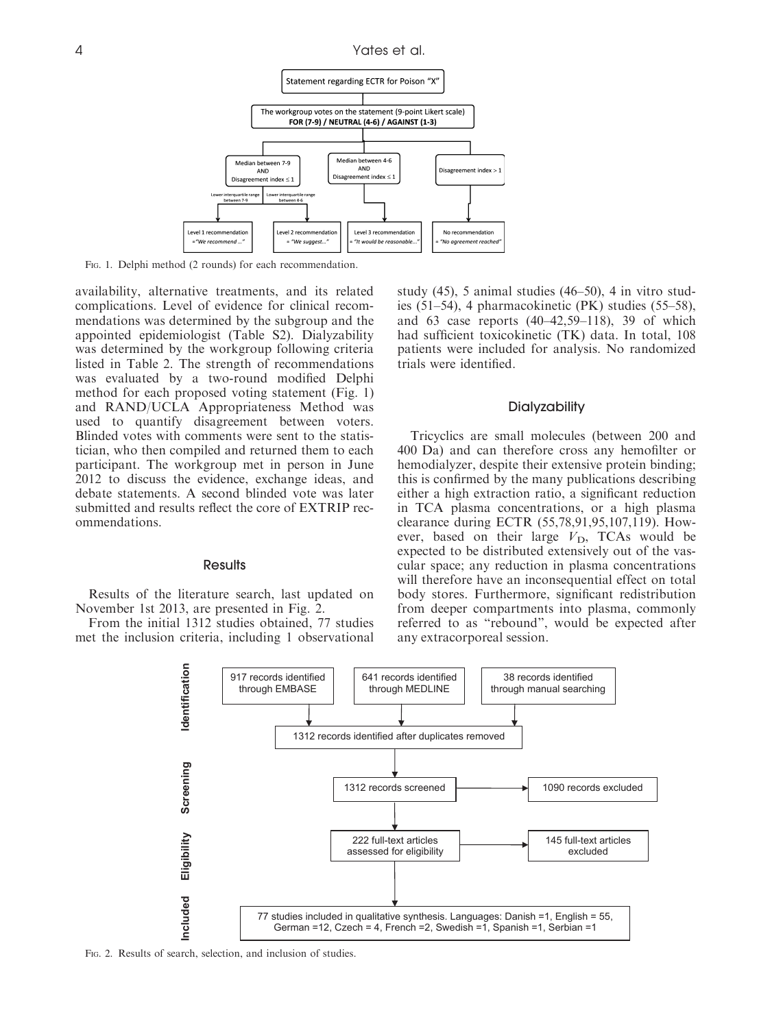Statement regarding ECTR for Poison "X"

The workgroup votes on the statement (9-point Likert scale)
**FOR (7-9) / NEUTRAL (4-6) / AGAINST (1-3)**

- Median between 7-9 AND Disagreement index ≤ 1
  - Lower interquartile range between 7-9 → Level 1 recommendation = "*We recommend …*"
  - Lower interquartile range between 4-6 → Level 2 recommendation = "*We suggest…*"
- Median between 4-6 AND Disagreement index ≤ 1 → Level 3 recommendation = "*It would be reasonable…*"
- Disagreement index > 1 → No recommendation = "*No agreement reached*"

Fig. 1. Delphi method (2 rounds) for each recommendation.

availability, alternative treatments, and its related complications. Level of evidence for clinical recommendations was determined by the subgroup and the appointed epidemiologist (Table S2). Dialyzability was determined by the workgroup following criteria listed in Table 2. The strength of recommendations was evaluated by a two-round modified Delphi method for each proposed voting statement (Fig. 1) and RAND/UCLA Appropriateness Method was used to quantify disagreement between voters. Blinded votes with comments were sent to the statistician, who then compiled and returned them to each participant. The workgroup met in person in June 2012 to discuss the evidence, exchange ideas, and debate statements. A second blinded vote was later submitted and results reflect the core of EXTRIP recommendations.

## Results

Results of the literature search, last updated on November 1st 2013, are presented in Fig. 2.

From the initial 1312 studies obtained, 77 studies met the inclusion criteria, including 1 observational study (45), 5 animal studies (46–50), 4 in vitro studies (51–54), 4 pharmacokinetic (PK) studies (55–58), and 63 case reports (40–42,59–118), 39 of which had sufficient toxicokinetic (TK) data. In total, 108 patients were included for analysis. No randomized trials were identified.

### Dialyzability

Tricyclics are small molecules (between 200 and 400 Da) and can therefore cross any hemofilter or hemodialyzer, despite their extensive protein binding; this is confirmed by the many publications describing either a high extraction ratio, a significant reduction in TCA plasma concentrations, or a high plasma clearance during ECTR (55,78,91,95,107,119). However, based on their large $V_D$, TCAs would be expected to be distributed extensively out of the vascular space; any reduction in plasma concentrations will therefore have an inconsequential effect on total body stores. Furthermore, significant redistribution from deeper compartments into plasma, commonly referred to as "rebound", would be expected after any extracorporeal session.

**Identification**
- 917 records identified through EMBASE
- 641 records identified through MEDLINE
- 38 records identified through manual searching
- 1312 records identified after duplicates removed

**Screening**
- 1312 records screened → 1090 records excluded

**Eligibility**
- 222 full-text articles assessed for eligibility → 145 full-text articles excluded

**Included**
- 77 studies included in qualitative synthesis. Languages: Danish =1, English = 55, German =12, Czech = 4, French =2, Swedish =1, Spanish =1, Serbian =1

Fig. 2. Results of search, selection, and inclusion of studies.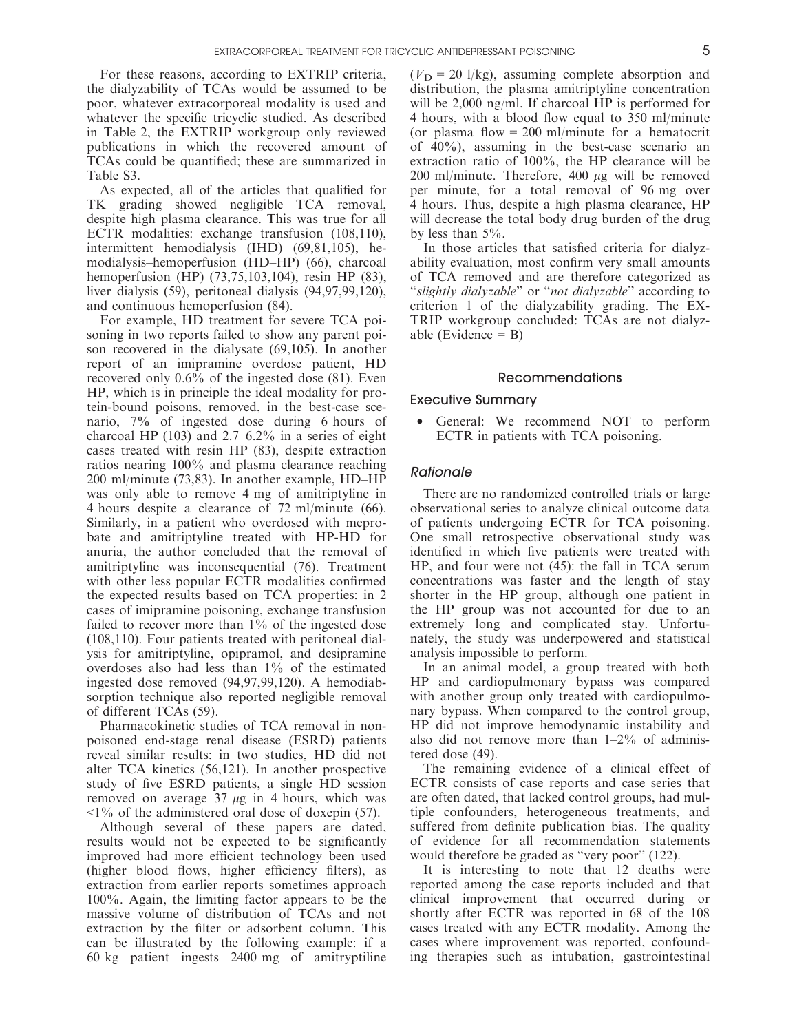For these reasons, according to EXTRIP criteria, the dialyzability of TCAs would be assumed to be poor, whatever extracorporeal modality is used and whatever the specific tricyclic studied. As described in Table 2, the EXTRIP workgroup only reviewed publications in which the recovered amount of TCAs could be quantified; these are summarized in Table S3.

As expected, all of the articles that qualified for TK grading showed negligible TCA removal, despite high plasma clearance. This was true for all ECTR modalities: exchange transfusion (108,110), intermittent hemodialysis (IHD) (69,81,105), hemodialysis–hemoperfusion (HD–HP) (66), charcoal hemoperfusion (HP) (73,75,103,104), resin HP (83), liver dialysis (59), peritoneal dialysis (94,97,99,120), and continuous hemoperfusion (84).

For example, HD treatment for severe TCA poisoning in two reports failed to show any parent poison recovered in the dialysate (69,105). In another report of an imipramine overdose patient, HD recovered only 0.6% of the ingested dose (81). Even HP, which is in principle the ideal modality for protein-bound poisons, removed, in the best-case scenario, 7% of ingested dose during 6 hours of charcoal HP (103) and 2.7–6.2% in a series of eight cases treated with resin HP (83), despite extraction ratios nearing 100% and plasma clearance reaching 200 ml/minute (73,83). In another example, HD–HP was only able to remove 4 mg of amitriptyline in 4 hours despite a clearance of 72 ml/minute (66). Similarly, in a patient who overdosed with meprobate and amitriptyline treated with HP-HD for anuria, the author concluded that the removal of amitriptyline was inconsequential (76). Treatment with other less popular ECTR modalities confirmed the expected results based on TCA properties: in 2 cases of imipramine poisoning, exchange transfusion failed to recover more than 1% of the ingested dose (108,110). Four patients treated with peritoneal dialysis for amitriptyline, opipramol, and desipramine overdoses also had less than 1% of the estimated ingested dose removed (94,97,99,120). A hemodiabsorption technique also reported negligible removal of different TCAs (59).

Pharmacokinetic studies of TCA removal in non-poisoned end-stage renal disease (ESRD) patients reveal similar results: in two studies, HD did not alter TCA kinetics (56,121). In another prospective study of five ESRD patients, a single HD session removed on average 37 μg in 4 hours, which was <1% of the administered oral dose of doxepin (57).

Although several of these papers are dated, results would not be expected to be significantly improved had more efficient technology been used (higher blood flows, higher efficiency filters), as extraction from earlier reports sometimes approach 100%. Again, the limiting factor appears to be the massive volume of distribution of TCAs and not extraction by the filter or adsorbent column. This can be illustrated by the following example: if a 60 kg patient ingests 2400 mg of amitryptiline ($V_D$ = 20 l/kg), assuming complete absorption and distribution, the plasma amitriptyline concentration will be 2,000 ng/ml. If charcoal HP is performed for 4 hours, with a blood flow equal to 350 ml/minute (or plasma flow = 200 ml/minute for a hematocrit of 40%), assuming in the best-case scenario an extraction ratio of 100%, the HP clearance will be 200 ml/minute. Therefore, 400 μg will be removed per minute, for a total removal of 96 mg over 4 hours. Thus, despite a high plasma clearance, HP will decrease the total body drug burden of the drug by less than 5%.

In those articles that satisfied criteria for dialyzability evaluation, most confirm very small amounts of TCA removed and are therefore categorized as "*slightly dialyzable*" or "*not dialyzable*" according to criterion 1 of the dialyzability grading. The EXTRIP workgroup concluded: TCAs are not dialyzable (Evidence = B)

## Recommendations

### Executive Summary

- General: We recommend NOT to perform ECTR in patients with TCA poisoning.

### *Rationale*

There are no randomized controlled trials or large observational series to analyze clinical outcome data of patients undergoing ECTR for TCA poisoning. One small retrospective observational study was identified in which five patients were treated with HP, and four were not (45): the fall in TCA serum concentrations was faster and the length of stay shorter in the HP group, although one patient in the HP group was not accounted for due to an extremely long and complicated stay. Unfortunately, the study was underpowered and statistical analysis impossible to perform.

In an animal model, a group treated with both HP and cardiopulmonary bypass was compared with another group only treated with cardiopulmonary bypass. When compared to the control group, HP did not improve hemodynamic instability and also did not remove more than 1–2% of administered dose (49).

The remaining evidence of a clinical effect of ECTR consists of case reports and case series that are often dated, that lacked control groups, had multiple confounders, heterogeneous treatments, and suffered from definite publication bias. The quality of evidence for all recommendation statements would therefore be graded as "very poor" (122).

It is interesting to note that 12 deaths were reported among the case reports included and that clinical improvement that occurred during or shortly after ECTR was reported in 68 of the 108 cases treated with any ECTR modality. Among the cases where improvement was reported, confounding therapies such as intubation, gastrointestinal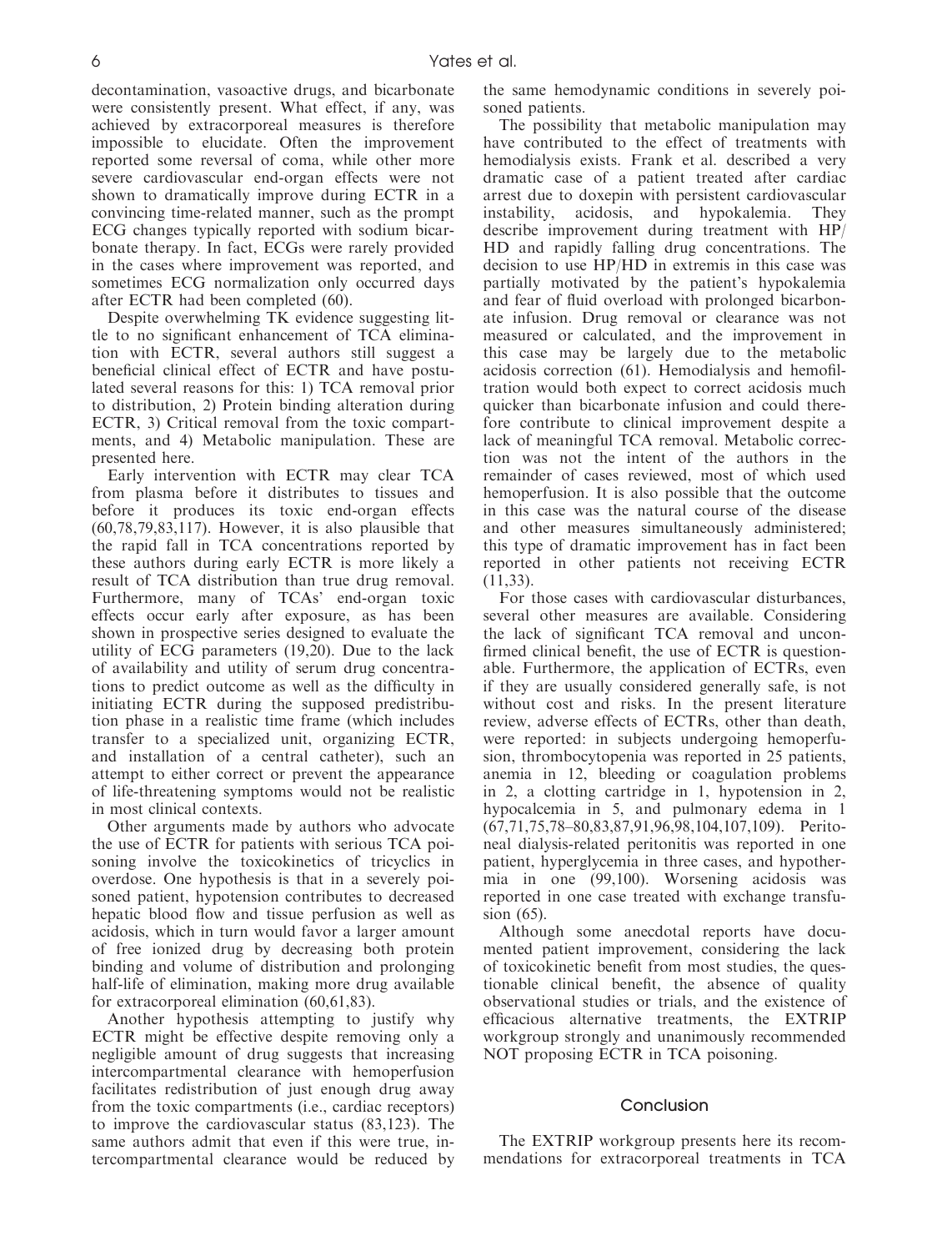decontamination, vasoactive drugs, and bicarbonate were consistently present. What effect, if any, was achieved by extracorporeal measures is therefore impossible to elucidate. Often the improvement reported some reversal of coma, while other more severe cardiovascular end-organ effects were not shown to dramatically improve during ECTR in a convincing time-related manner, such as the prompt ECG changes typically reported with sodium bicarbonate therapy. In fact, ECGs were rarely provided in the cases where improvement was reported, and sometimes ECG normalization only occurred days after ECTR had been completed (60).

Despite overwhelming TK evidence suggesting little to no significant enhancement of TCA elimination with ECTR, several authors still suggest a beneficial clinical effect of ECTR and have postulated several reasons for this: 1) TCA removal prior to distribution, 2) Protein binding alteration during ECTR, 3) Critical removal from the toxic compartments, and 4) Metabolic manipulation. These are presented here.

Early intervention with ECTR may clear TCA from plasma before it distributes to tissues and before it produces its toxic end-organ effects (60,78,79,83,117). However, it is also plausible that the rapid fall in TCA concentrations reported by these authors during early ECTR is more likely a result of TCA distribution than true drug removal. Furthermore, many of TCAs' end-organ toxic effects occur early after exposure, as has been shown in prospective series designed to evaluate the utility of ECG parameters (19,20). Due to the lack of availability and utility of serum drug concentrations to predict outcome as well as the difficulty in initiating ECTR during the supposed predistribution phase in a realistic time frame (which includes transfer to a specialized unit, organizing ECTR, and installation of a central catheter), such an attempt to either correct or prevent the appearance of life-threatening symptoms would not be realistic in most clinical contexts.

Other arguments made by authors who advocate the use of ECTR for patients with serious TCA poisoning involve the toxicokinetics of tricyclics in overdose. One hypothesis is that in a severely poisoned patient, hypotension contributes to decreased hepatic blood flow and tissue perfusion as well as acidosis, which in turn would favor a larger amount of free ionized drug by decreasing both protein binding and volume of distribution and prolonging half-life of elimination, making more drug available for extracorporeal elimination (60,61,83).

Another hypothesis attempting to justify why ECTR might be effective despite removing only a negligible amount of drug suggests that increasing intercompartmental clearance with hemoperfusion facilitates redistribution of just enough drug away from the toxic compartments (i.e., cardiac receptors) to improve the cardiovascular status (83,123). The same authors admit that even if this were true, intercompartmental clearance would be reduced by the same hemodynamic conditions in severely poisoned patients.

The possibility that metabolic manipulation may have contributed to the effect of treatments with hemodialysis exists. Frank et al. described a very dramatic case of a patient treated after cardiac arrest due to doxepin with persistent cardiovascular instability, acidosis, and hypokalemia. They describe improvement during treatment with HP/HD and rapidly falling drug concentrations. The decision to use HP/HD in extremis in this case was partially motivated by the patient's hypokalemia and fear of fluid overload with prolonged bicarbonate infusion. Drug removal or clearance was not measured or calculated, and the improvement in this case may be largely due to the metabolic acidosis correction (61). Hemodialysis and hemofiltration would both expect to correct acidosis much quicker than bicarbonate infusion and could therefore contribute to clinical improvement despite a lack of meaningful TCA removal. Metabolic correction was not the intent of the authors in the remainder of cases reviewed, most of which used hemoperfusion. It is also possible that the outcome in this case was the natural course of the disease and other measures simultaneously administered; this type of dramatic improvement has in fact been reported in other patients not receiving ECTR (11,33).

For those cases with cardiovascular disturbances, several other measures are available. Considering the lack of significant TCA removal and unconfirmed clinical benefit, the use of ECTR is questionable. Furthermore, the application of ECTRs, even if they are usually considered generally safe, is not without cost and risks. In the present literature review, adverse effects of ECTRs, other than death, were reported: in subjects undergoing hemoperfusion, thrombocytopenia was reported in 25 patients, anemia in 12, bleeding or coagulation problems in 2, a clotting cartridge in 1, hypotension in 2, hypocalcemia in 5, and pulmonary edema in 1 (67,71,75,78–80,83,87,91,96,98,104,107,109). Peritoneal dialysis-related peritonitis was reported in one patient, hyperglycemia in three cases, and hypothermia in one (99,100). Worsening acidosis was reported in one case treated with exchange transfusion (65).

Although some anecdotal reports have documented patient improvement, considering the lack of toxicokinetic benefit from most studies, the questionable clinical benefit, the absence of quality observational studies or trials, and the existence of efficacious alternative treatments, the EXTRIP workgroup strongly and unanimously recommended NOT proposing ECTR in TCA poisoning.

## Conclusion

The EXTRIP workgroup presents here its recommendations for extracorporeal treatments in TCA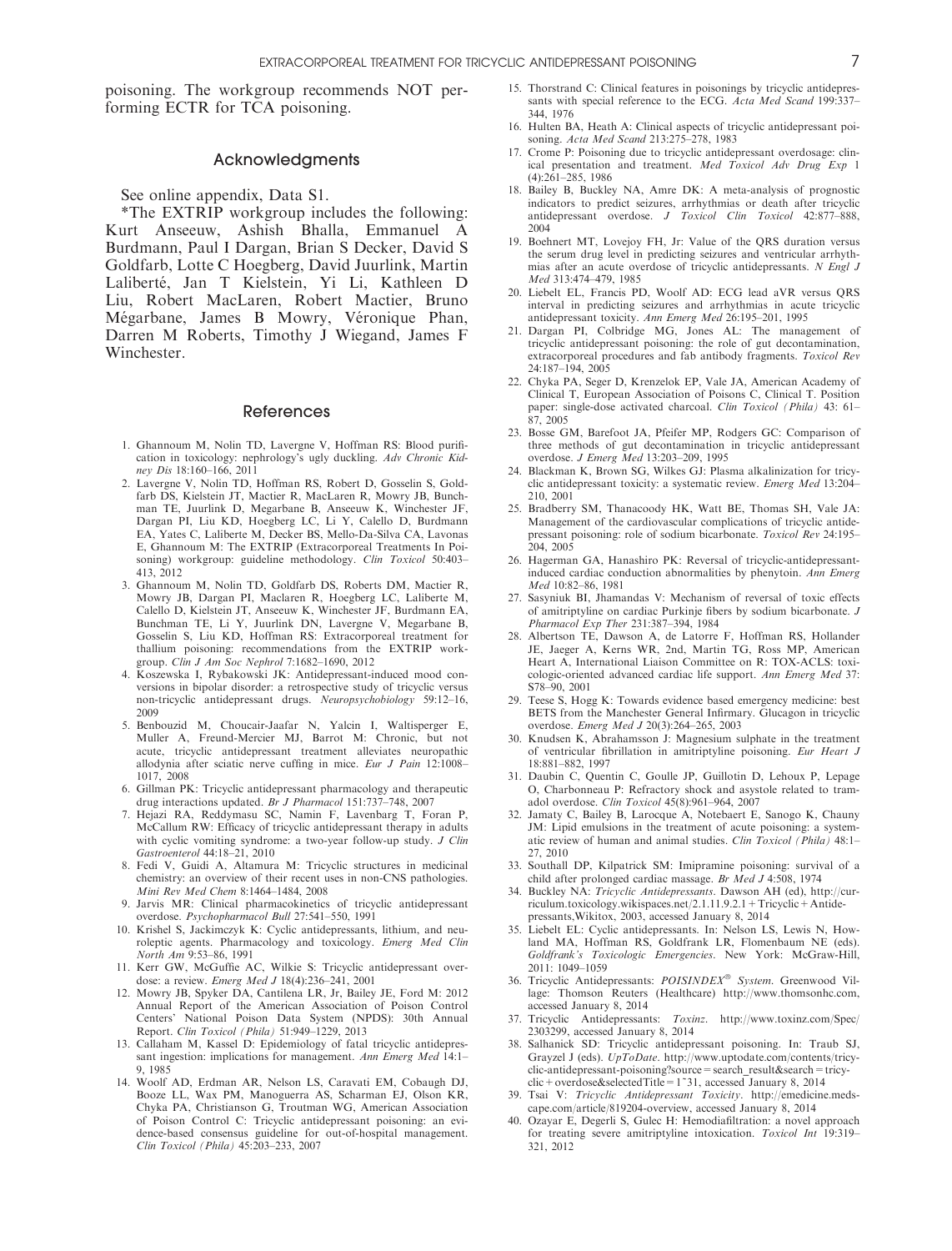poisoning. The workgroup recommends NOT performing ECTR for TCA poisoning.

## Acknowledgments

See online appendix, Data S1.

*The EXTRIP workgroup includes the following: Kurt Anseeuw, Ashish Bhalla, Emmanuel A Burdmann, Paul I Dargan, Brian S Decker, David S Goldfarb, Lotte C Hoegberg, David Juurlink, Martin Laliberté, Jan T Kielstein, Yi Li, Kathleen D Liu, Robert MacLaren, Robert Mactier, Bruno Mégarbane, James B Mowry, Véronique Phan, Darren M Roberts, Timothy J Wiegand, James F Winchester.

## References

1. Ghannoum M, Nolin TD, Lavergne V, Hoffman RS: Blood purification in toxicology: nephrology's ugly duckling. *Adv Chronic Kidney Dis* 18:160–166, 2011
2. Lavergne V, Nolin TD, Hoffman RS, Robert D, Gosselin S, Goldfarb DS, Kielstein JT, Mactier R, MacLaren R, Mowry JB, Bunchman TE, Juurlink D, Megarbane B, Anseeuw K, Winchester JF, Dargan PI, Liu KD, Hoegberg LC, Li Y, Calello D, Burdmann EA, Yates C, Laliberte M, Decker BS, Mello-Da-Silva CA, Lavonas E, Ghannoum M: The EXTRIP (Extracorporeal Treatments In Poisoning) workgroup: guideline methodology. *Clin Toxicol* 50:403–413, 2012
3. Ghannoum M, Nolin TD, Goldfarb DS, Roberts DM, Mactier R, Mowry JB, Dargan PI, Maclaren R, Hoegberg LC, Laliberte M, Calello D, Kielstein JT, Anseeuw K, Winchester JF, Burdmann EA, Bunchman TE, Li Y, Juurlink DN, Lavergne V, Megarbane B, Gosselin S, Liu KD, Hoffman RS: Extracorporeal treatment for thallium poisoning: recommendations from the EXTRIP workgroup. *Clin J Am Soc Nephrol* 7:1682–1690, 2012
4. Koszewska I, Rybakowski JK: Antidepressant-induced mood conversions in bipolar disorder: a retrospective study of tricyclic versus non-tricyclic antidepressant drugs. *Neuropsychobiology* 59:12–16, 2009
5. Benbouzid M, Choucair-Jaafar N, Yalcin I, Waltisperger E, Muller A, Freund-Mercier MJ, Barrot M: Chronic, but not acute, tricyclic antidepressant treatment alleviates neuropathic allodynia after sciatic nerve cuffing in mice. *Eur J Pain* 12:1008–1017, 2008
6. Gillman PK: Tricyclic antidepressant pharmacology and therapeutic drug interactions updated. *Br J Pharmacol* 151:737–748, 2007
7. Hejazi RA, Reddymasu SC, Namin F, Lavenbarg T, Foran P, McCallum RW: Efficacy of tricyclic antidepressant therapy in adults with cyclic vomiting syndrome: a two-year follow-up study. *J Clin Gastroenterol* 44:18–21, 2010
8. Fedi V, Guidi A, Altamura M: Tricyclic structures in medicinal chemistry: an overview of their recent uses in non-CNS pathologies. *Mini Rev Med Chem* 8:1464–1484, 2008
9. Jarvis MR: Clinical pharmacokinetics of tricyclic antidepressant overdose. *Psychopharmacol Bull* 27:541–550, 1991
10. Krishel S, Jackimczyk K: Cyclic antidepressants, lithium, and neuroleptic agents. Pharmacology and toxicology. *Emerg Med Clin North Am* 9:53–86, 1991
11. Kerr GW, McGuffie AC, Wilkie S: Tricyclic antidepressant overdose: a review. *Emerg Med J* 18(4):236–241, 2001
12. Mowry JB, Spyker DA, Cantilena LR, Jr, Bailey JE, Ford M: 2012 Annual Report of the American Association of Poison Control Centers' National Poison Data System (NPDS): 30th Annual Report. *Clin Toxicol (Phila)* 51:949–1229, 2013
13. Callaham M, Kassel D: Epidemiology of fatal tricyclic antidepressant ingestion: implications for management. *Ann Emerg Med* 14:1–9, 1985
14. Woolf AD, Erdman AR, Nelson LS, Caravati EM, Cobaugh DJ, Booze LL, Wax PM, Manoguerra AS, Scharman EJ, Olson KR, Chyka PA, Christianson G, Troutman WG, American Association of Poison Control C: Tricyclic antidepressant poisoning: an evidence-based consensus guideline for out-of-hospital management. *Clin Toxicol (Phila)* 45:203–233, 2007
15. Thorstrand C: Clinical features in poisonings by tricyclic antidepressants with special reference to the ECG. *Acta Med Scand* 199:337–344, 1976
16. Hulten BA, Heath A: Clinical aspects of tricyclic antidepressant poisoning. *Acta Med Scand* 213:275–278, 1983
17. Crome P: Poisoning due to tricyclic antidepressant overdosage: clinical presentation and treatment. *Med Toxicol Adv Drug Exp* 1 (4):261–285, 1986
18. Bailey B, Buckley NA, Amre DK: A meta-analysis of prognostic indicators to predict seizures, arrhythmias or death after tricyclic antidepressant overdose. *J Toxicol Clin Toxicol* 42:877–888, 2004
19. Boehnert MT, Lovejoy FH, Jr: Value of the QRS duration versus the serum drug level in predicting seizures and ventricular arrhythmias after an acute overdose of tricyclic antidepressants. *N Engl J Med* 313:474–479, 1985
20. Liebelt EL, Francis PD, Woolf AD: ECG lead aVR versus QRS interval in predicting seizures and arrhythmias in acute tricyclic antidepressant toxicity. *Ann Emerg Med* 26:195–201, 1995
21. Dargan PI, Colbridge MG, Jones AL: The management of tricyclic antidepressant poisoning: the role of gut decontamination, extracorporeal procedures and fab antibody fragments. *Toxicol Rev* 24:187–194, 2005
22. Chyka PA, Seger D, Krenzelok EP, Vale JA, American Academy of Clinical T, European Association of Poisons C, Clinical T. Position paper: single-dose activated charcoal. *Clin Toxicol (Phila)* 43: 61–87, 2005
23. Bosse GM, Barefoot JA, Pfeifer MP, Rodgers GC: Comparison of three methods of gut decontamination in tricyclic antidepressant overdose. *J Emerg Med* 13:203–209, 1995
24. Blackman K, Brown SG, Wilkes GJ: Plasma alkalinization for tricyclic antidepressant toxicity: a systematic review. *Emerg Med* 13:204–210, 2001
25. Bradberry SM, Thanacoody HK, Watt BE, Thomas SH, Vale JA: Management of the cardiovascular complications of tricyclic antidepressant poisoning: role of sodium bicarbonate. *Toxicol Rev* 24:195–204, 2005
26. Hagerman GA, Hanashiro PK: Reversal of tricyclic-antidepressant-induced cardiac conduction abnormalities by phenytoin. *Ann Emerg Med* 10:82–86, 1981
27. Sasyniuk BI, Jhamandas V: Mechanism of reversal of toxic effects of amitriptyline on cardiac Purkinje fibers by sodium bicarbonate. *J Pharmacol Exp Ther* 231:387–394, 1984
28. Albertson TE, Dawson A, de Latorre F, Hoffman RS, Hollander JE, Jaeger A, Kerns WR, 2nd, Martin TG, Ross MP, American Heart A, International Liaison Committee on R: TOX-ACLS: toxicologic-oriented advanced cardiac life support. *Ann Emerg Med* 37: S78–90, 2001
29. Teese S, Hogg K: Towards evidence based emergency medicine: best BETS from the Manchester General Infirmary. Glucagon in tricyclic overdose. *Emerg Med J* 20(3):264–265, 2003
30. Knudsen K, Abrahamsson J: Magnesium sulphate in the treatment of ventricular fibrillation in amitriptyline poisoning. *Eur Heart J* 18:881–882, 1997
31. Daubin C, Quentin C, Goulle JP, Guillotin D, Lehoux P, Lepage O, Charbonneau P: Refractory shock and asystole related to tramadol overdose. *Clin Toxicol* 45(8):961–964, 2007
32. Jamaty C, Bailey B, Larocque A, Notebaert E, Sanogo K, Chauny JM: Lipid emulsions in the treatment of acute poisoning: a systematic review of human and animal studies. *Clin Toxicol (Phila)* 48:1–27, 2010
33. Southall DP, Kilpatrick SM: Imipramine poisoning: survival of a child after prolonged cardiac massage. *Br Med J* 4:508, 1974
34. Buckley NA: *Tricyclic Antidepressants*. Dawson AH (ed), http://curriculum.toxicology.wikispaces.net/2.1.11.9.2.1 + Tricyclic + Antidepressants,Wikitox, 2003, accessed January 8, 2014
35. Liebelt EL: Cyclic antidepressants. In: Nelson LS, Lewis N, Howland MA, Hoffman RS, Goldfrank LR, Flomenbaum NE (eds). *Goldfrank's Toxicologic Emergencies*. New York: McGraw-Hill, 2011: 1049–1059
36. Tricyclic Antidepressants: *POISINDEX® System*. Greenwood Village: Thomson Reuters (Healthcare) http://www.thomsonhc.com, accessed January 8, 2014
37. Tricyclic Antidepressants: *Toxinz*. http://www.toxinz.com/Spec/2303299, accessed January 8, 2014
38. Salhanick SD: Tricyclic antidepressant poisoning. In: Traub SJ, Grayzel J (eds). *UpToDate*. http://www.uptodate.com/contents/tricyclic-antidepressant-poisoning?source = search_result&search = tricyclic + overdose&selectedTitle = 1~31, accessed January 8, 2014
39. Tsai V: *Tricyclic Antidepressant Toxicity*. http://emedicine.medscape.com/article/819204-overview, accessed January 8, 2014
40. Ozayar E, Degerli S, Gulec H: Hemodiafiltration: a novel approach for treating severe amitriptyline intoxication. *Toxicol Int* 19:319–321, 2012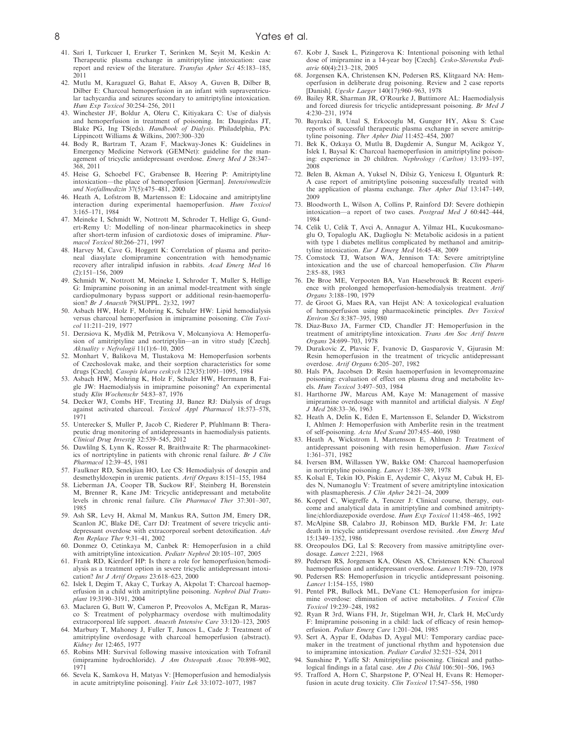41. Sari I, Turkcuer I, Erurker T, Serinken M, Seyit M, Keskin A: Therapeutic plasma exchange in amitriptyline intoxication: case report and review of the literature. *Transfus Apher Sci* 45:183–185, 2011
42. Mutlu M, Karaguzel G, Bahat E, Aksoy A, Guven B, Dilber B, Dilber E: Charcoal hemoperfusion in an infant with supraventricular tachycardia and seizures secondary to amitriptyline intoxication. *Hum Exp Toxicol* 30:254–256, 2011
43. Winchester JF, Boldur A, Oleru C, Kitiyakara C: Use of dialysis and hemoperfusion in treatment of poisoning. In: Daugirdas JT, Blake PG, Ing TS(eds). *Handbook of Dialysis*. Philadelphia, PA: Lippincott Williams & Wilkins, 2007:300–320
44. Body R, Bartram T, Azam F, Mackway-Jones K: Guidelines in Emergency Medicine Network (GEMNet): guideline for the management of tricyclic antidepressant overdose. *Emerg Med J* 28:347–368, 2011
45. Heise G, Schoebel FC, Grabensee B, Heering P: Amitriptyline intoxication—the place of hemoperfusion [German]. *Intensivmedizin und Notfallmedizin* 37(5):475–481, 2000
46. Heath A, Lofstrom B, Martensson E: Lidocaine and amitriptyline interaction during experimental haemoperfusion. *Hum Toxicol* 3:165–171, 1984
47. Meineke I, Schmidt W, Nottrott M, Schroder T, Hellige G, Gundert-Remy U: Modelling of non-linear pharmacokinetics in sheep after short-term infusion of cardiotoxic doses of imipramine. *Pharmacol Toxicol* 80:266–271, 1997
48. Harvey M, Cave G, Hoggett K: Correlation of plasma and peritoneal diasylate clomipramine concentration with hemodynamic recovery after intralipid infusion in rabbits. *Acad Emerg Med* 16 (2):151–156, 2009
49. Schmidt W, Nottrott M, Meineke I, Schroder T, Muller S, Hellige G: Imipramine poisoning in an animal model-treatment with single cardiopulmonary bypass support or additional resin-haemoperfusion? *Br J Anaesth* 79(SUPPL. 2):32, 1997
50. Asbach HW, Holz F, Mohring K, Schuler HW: Lipid hemodialysis versus charcoal hemoperfusion in imipramine poisoning. *Clin Toxicol* 11:211–219, 1977
51. Derzsiova K, Mydlik M, Petrikova V, Molcanyiova A: Hemoperfusion of amitriptyline and nortriptylin—an in vitro study [Czech]. *Aktuality v Nefrologii* 11(1):6–10, 2005
52. Monhart V, Balikova M, Tlustakova M: Hemoperfusion sorbents of Czechoslovak make, and their sorption characteristics for some drugs [Czech]. *Casopis lekaru ceskych* 123(35):1091–1095, 1984
53. Asbach HW, Mohring K, Holz F, Schuler HW, Herrmann B, Faigle JW: Haemodialysis in imipramine poisoning? An experimental study *Klin Wochenschr* 54:83–87, 1976
54. Decker WJ, Combs HF, Treuting JJ, Banez RJ: Dialysis of drugs against activated charcoal. *Toxicol Appl Pharmacol* 18:573–578, 1971
55. Unterecker S, Muller P, Jacob C, Riederer P, Pfuhlmann B: Therapeutic drug monitoring of antidepressants in haemodialysis patients. *Clinical Drug Investig* 32:539–545, 2012
56. Dawlilng S, Lynn K, Rosser R, Braithwaite R: The pharmacokinetics of nortriptyline in patients with chronic renal failure. *Br J Clin Pharmacol* 12:39–45, 1981
57. Faulkner RD, Senekjian HO, Lee CS: Hemodialysis of doxepin and desmethyldoxepin in uremic patients. *Artif Organs* 8:151–155, 1984
58. Lieberman JA, Cooper TB, Suckow RF, Steinberg H, Borenstein M, Brenner R, Kane JM: Tricyclic antidepressant and metabolite levels in chronic renal failure. *Clin Pharmacol Ther* 37:301–307, 1985
59. Ash SR, Levy H, Akmal M, Mankus RA, Sutton JM, Emery DR, Scanlon JC, Blake DE, Carr DJ: Treatment of severe tricyclic antidepressant overdose with extracorporeal sorbent detoxification. *Adv Ren Replace Ther* 9:31–41, 2002
60. Donmez O, Cetinkaya M, Canbek R: Hemoperfusion in a child with amitriptyline intoxication. *Pediatr Nephrol* 20:105–107, 2005
61. Frank RD, Kierdorf HP: Is there a role for hemoperfusion/hemodialysis as a treatment option in severe tricyclic antidepressant intoxication? *Int J Artif Organs* 23:618–623, 2000
62. Islek I, Degim T, Akay C, Turkay A, Akpolat T: Charcoal haemoperfusion in a child with amitriptyline poisoning. *Nephrol Dial Transplant* 19:3190–3191, 2004
63. Maclaren G, Butt W, Cameron P, Preovolos A, McEgan R, Marasco S: Treatment of polypharmacy overdose with multimodality extracorporeal life support. *Anaesth Intensive Care* 33:120–123, 2005
64. Marbury T, Mahoney J, Fuller T, Juncos L, Cade J: Treatment of amitriptyline overdosage with charcoal hemoperfusion (abstract). *Kidney Int* 12:465, 1977
65. Robins MH: Survival following massive intoxication with Tofranil (imipramine hydrochloride). *J Am Osteopath Assoc* 70:898–902, 1971
66. Sevela K, Samkova H, Matyas V: [Hemoperfusion and hemodialysis in acute amitriptyline poisoning]. *Vnitr Lek* 33:1072–1077, 1987
67. Kobr J, Sasek L, Pizingerova K: Intentional poisoning with lethal dose of imipramine in a 14-year boy [Czech]. *Cesko-Slovenska Pediatrie* 60(4):213–218, 2005
68. Jorgensen KA, Christensen KN, Pedersen RS, Klitgaard NA: Hemoperfusion in deliberate drug poisoning. Review and 2 case reports [Danish]. *Ugeskr Laeger* 140(17):960–963, 1978
69. Bailey RR, Sharman JR, O'Rourke J, Buttimore AL: Haemodialysis and forced diuresis for tricyclic antidepressant poisoning. *Br Med J* 4:230–231, 1974
70. Bayrakci B, Unal S, Erkocoglu M, Gungor HY, Aksu S: Case reports of successful therapeutic plasma exchange in severe amitriptyline poisoning. *Ther Apher Dial* 11:452–454, 2007
71. Bek K, Ozkaya O, Mutlu B, Dagdemir A, Sungur M, Acikgoz Y, Islek I, Baysal K: Charcoal haemoperfusion in amitriptyline poisoning: experience in 20 children. *Nephrology (Carlton)* 13:193–197, 2008
72. Belen B, Akman A, Yuksel N, Dilsiz G, Yenicesu I, Olgunturk R: A case report of amitriptyline poisoning successfully treated with the application of plasma exchange. *Ther Apher Dial* 13:147–149, 2009
73. Bloodworth L, Wilson A, Collins P, Rainford DJ: Severe dothiepin intoxication—a report of two cases. *Postgrad Med J* 60:442–444, 1984
74. Celik U, Celik T, Avci A, Annagur A, Yilmaz HL, Kucukosmanoglu O, Topaloglu AK, Daglioglu N: Metabolic acidosis in a patient with type 1 diabetes mellitus complicated by methanol and amitriptyline intoxication. *Eur J Emerg Med* 16:45–48, 2009
75. Comstock TJ, Watson WA, Jennison TA: Severe amitriptyline intoxication and the use of charcoal hemoperfusion. *Clin Pharm* 2:85–88, 1983
76. De Broe ME, Verpooten BA, Van Haesebrouck B: Recent experience with prolonged hemoperfusion-hemodialysis treatment. *Artif Organs* 3:188–190, 1979
77. de Groot G, Maes RA, van Heijst AN: A toxicological evaluation of hemoperfusion using pharmacokinetic principles. *Dev Toxicol Environ Sci* 8:387–395, 1980
78. Diaz-Buxo JA, Farmer CD, Chandler JT: Hemoperfusion in the treatment of amitriptyline intoxication. *Trans Am Soc Artif Intern Organs* 24:699–703, 1978
79. Durakovic Z, Plavsic F, Ivanovic D, Gasparovic V, Gjurasin M: Resin hemoperfusion in the treatment of tricyclic antidepressant overdose. *Artif Organs* 6:205–207, 1982
80. Hals PA, Jacobsen D: Resin haemoperfusion in levomepromazine poisoning: evaluation of effect on plasma drug and metabolite levels. *Hum Toxicol* 3:497–503, 1984
81. Harthorne JW, Marcus AM, Kaye M: Management of massive imipramine overdosage with mannitol and artificial dialysis. *N Engl J Med* 268:33–36, 1963
82. Heath A, Delin K, Eden E, Martensson E, Selander D, Wickstrom I, Ahlmen J: Hemoperfusion with Amberlite resin in the treatment of self-poisoning. *Acta Med Scand* 207:455–460, 1980
83. Heath A, Wickstrom I, Martensson E, Ahlmen J: Treatment of antidepressant poisoning with resin hemoperfusion. *Hum Toxicol* 1:361–371, 1982
84. Iversen BM, Willassen YW, Bakke OM: Charcoal haemoperfusion in nortriptyline poisoning. *Lancet* 1:388–389, 1978
85. Kolsal E, Tekin IO, Piskin E, Aydemir C, Akyuz M, Cabuk H, Eldes N, Numanoglu V: Treatment of severe amitriptyline intoxication with plasmapheresis. *J Clin Apher* 24:21–24, 2009
86. Koppel C, Wiegreffe A, Tenczer J: Clinical course, therapy, outcome and analytical data in amitriptyline and combined amitriptyline/chlordiazepoxide overdose. *Hum Exp Toxicol* 11:458–465, 1992
87. McAlpine SB, Calabro JJ, Robinson MD, Burkle FM, Jr: Late death in tricyclic antidepressant overdose revisited. *Ann Emerg Med* 15:1349–1352, 1986
88. Oreopoulos DG, Lal S: Recovery from massive amitriptyline overdosage. *Lancet* 2:221, 1968
89. Pedersen RS, Jorgensen KA, Olesen AS, Christensen KN: Charcoal haemoperfusion and antidepressant overdose. *Lancet* 1:719–720, 1978
90. Pedersen RS: Hemoperfusion in tricyclic antidepressant poisoning. *Lancet* 1:154–155, 1980
91. Pentel PR, Bullock ML, DeVane CL: Hemoperfusion for imipramine overdose: elimination of active metabolites. *J Toxicol Clin Toxicol* 19:239–248, 1982
92. Ryan R 3rd, Wians FH, Jr, Stigelman WH, Jr, Clark H, McCurdy F: Imipramine poisoning in a child: lack of efficacy of resin hemoperfusion. *Pediatr Emerg Care* 1:201–204, 1985
93. Sert A, Aypar E, Odabas D, Aygul MU: Temporary cardiac pacemaker in the treatment of junctional rhythm and hypotension due to imipramine intoxication. *Pediatr Cardiol* 32:521–524, 2011
94. Sunshine P, Yaffe SJ: Amitriptyline poisoning. Clinical and pathological findings in a fatal case. *Am J Dis Child* 106:501–506, 1963
95. Trafford A, Horn C, Sharpstone P, O'Neal H, Evans R: Hemoperfusion in acute drug toxicity. *Clin Toxicol* 17:547–556, 1980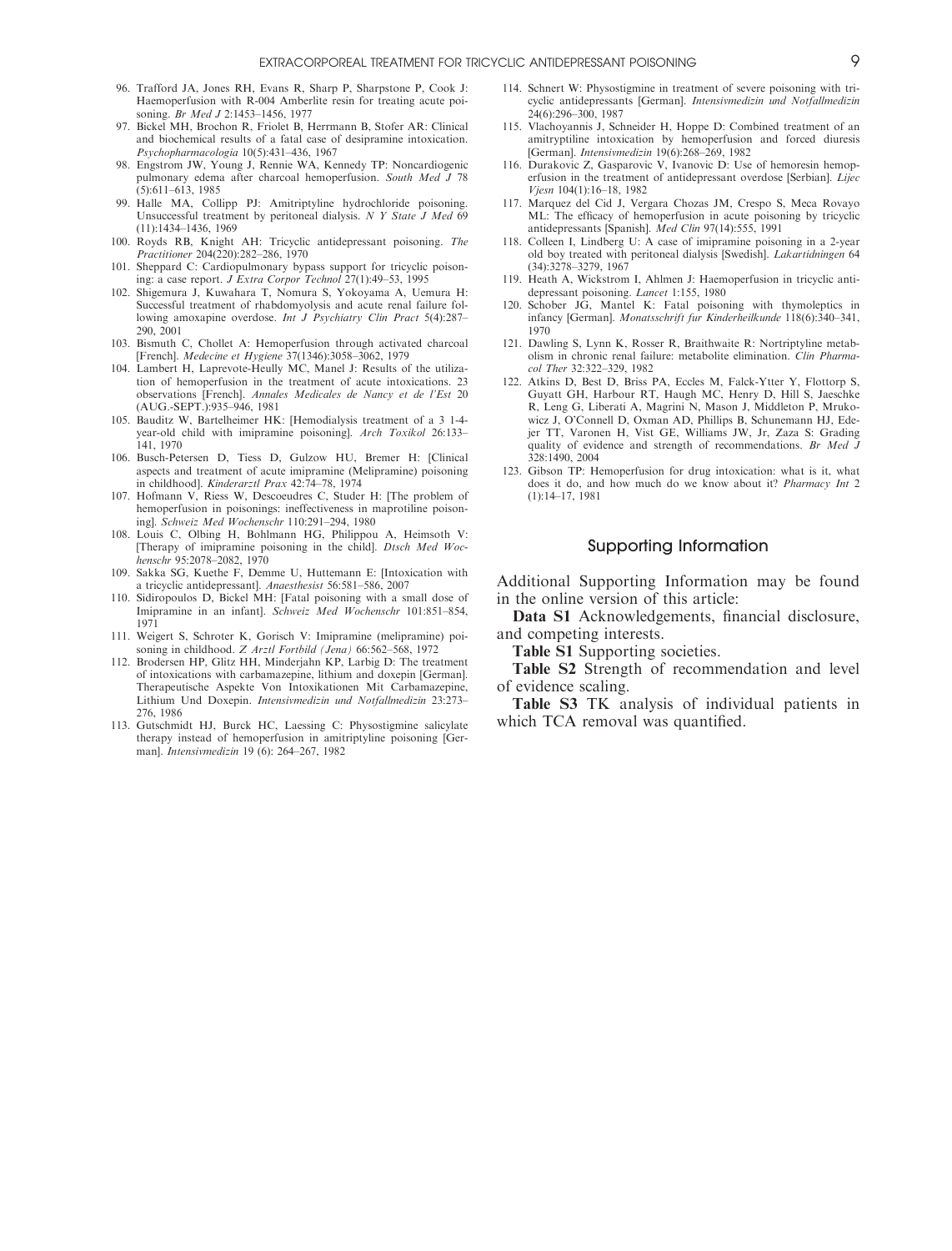96. Trafford JA, Jones RH, Evans R, Sharp P, Sharpstone P, Cook J: Haemoperfusion with R-004 Amberlite resin for treating acute poisoning. *Br Med J* 2:1453–1456, 1977
97. Bickel MH, Brochon R, Friolet B, Herrmann B, Stofer AR: Clinical and biochemical results of a fatal case of desipramine intoxication. *Psychopharmacologia* 10(5):431–436, 1967
98. Engstrom JW, Young J, Rennie WA, Kennedy TP: Noncardiogenic pulmonary edema after charcoal hemoperfusion. *South Med J* 78 (5):611–613, 1985
99. Halle MA, Collipp PJ: Amitriptyline hydrochloride poisoning. Unsuccessful treatment by peritoneal dialysis. *N Y State J Med* 69 (11):1434–1436, 1969
100. Royds RB, Knight AH: Tricyclic antidepressant poisoning. *The Practitioner* 204(220):282–286, 1970
101. Sheppard C: Cardiopulmonary bypass support for tricyclic poisoning: a case report. *J Extra Corpor Technol* 27(1):49–53, 1995
102. Shigemura J, Kuwahara T, Nomura S, Yokoyama A, Uemura H: Successful treatment of rhabdomyolysis and acute renal failure following amoxapine overdose. *Int J Psychiatry Clin Pract* 5(4):287–290, 2001
103. Bismuth C, Chollet A: Hemoperfusion through activated charcoal [French]. *Medecine et Hygiene* 37(1346):3058–3062, 1979
104. Lambert H, Laprevote-Heully MC, Manel J: Results of the utilization of hemoperfusion in the treatment of acute intoxications. 23 observations [French]. *Annales Medicales de Nancy et de l'Est* 20 (AUG.-SEPT.):935–946, 1981
105. Bauditz W, Bartelheimer HK: [Hemodialysis treatment of a 3 1-4-year-old child with imipramine poisoning]. *Arch Toxikol* 26:133–141, 1970
106. Busch-Petersen D, Tiess D, Gulzow HU, Bremer H: [Clinical aspects and treatment of acute imipramine (Melipramine) poisoning in childhood]. *Kinderarztl Prax* 42:74–78, 1974
107. Hofmann V, Riess W, Descoeudres C, Studer H: [The problem of hemoperfusion in poisonings: ineffectiveness in maprotiline poisoning]. *Schweiz Med Wochenschr* 110:291–294, 1980
108. Louis C, Olbing H, Bohlmann HG, Philippou A, Heimsoth V: [Therapy of imipramine poisoning in the child]. *Dtsch Med Wochenschr* 95:2078–2082, 1970
109. Sakka SG, Kuethe F, Demme U, Huttemann E: [Intoxication with a tricyclic antidepressant]. *Anaesthesist* 56:581–586, 2007
110. Sidiropoulos D, Bickel MH: [Fatal poisoning with a small dose of Imipramine in an infant]. *Schweiz Med Wochenschr* 101:851–854, 1971
111. Weigert S, Schroter K, Gorisch V: Imipramine (melipramine) poisoning in childhood. *Z Arztl Fortbild (Jena)* 66:562–568, 1972
112. Brodersen HP, Glitz HH, Minderjahn KP, Larbig D: The treatment of intoxications with carbamazepine, lithium and doxepin [German]. Therapeutische Aspekte Von Intoxikationen Mit Carbamazepine, Lithium Und Doxepin. *Intensivmedizin und Notfallmedizin* 23:273–276, 1986
113. Gutschmidt HJ, Burck HC, Laessing C: Physostigmine salicylate therapy instead of hemoperfusion in amitriptyline poisoning [German]. *Intensivmedizin* 19 (6): 264–267, 1982
114. Schnert W: Physostigmine in treatment of severe poisoning with tricyclic antidepressants [German]. *Intensivmedizin und Notfallmedizin* 24(6):296–300, 1987
115. Vlachoyannis J, Schneider H, Hoppe D: Combined treatment of an amitryptiline intoxication by hemoperfusion and forced diuresis [German]. *Intensivmedizin* 19(6):268–269, 1982
116. Durakovic Z, Gasparovic V, Ivanovic D: Use of hemoresin hemoperfusion in the treatment of antidepressant overdose [Serbian]. *Lijec Vjesn* 104(1):16–18, 1982
117. Marquez del Cid J, Vergara Chozas JM, Crespo S, Meca Rovayo ML: The efficacy of hemoperfusion in acute poisoning by tricyclic antidepressants [Spanish]. *Med Clin* 97(14):555, 1991
118. Colleen I, Lindberg U: A case of imipramine poisoning in a 2-year old boy treated with peritoneal dialysis [Swedish]. *Lakartidningen* 64 (34):3278–3279, 1967
119. Heath A, Wickstrom I, Ahlmen J: Haemoperfusion in tricyclic antidepressant poisoning. *Lancet* 1:155, 1980
120. Schober JG, Mantel K: Fatal poisoning with thymoleptics in infancy [German]. *Monatsschrift fur Kinderheilkunde* 118(6):340–341, 1970
121. Dawling S, Lynn K, Rosser R, Braithwaite R: Nortriptyline metabolism in chronic renal failure: metabolite elimination. *Clin Pharmacol Ther* 32:322–329, 1982
122. Atkins D, Best D, Briss PA, Eccles M, Falck-Ytter Y, Flottorp S, Guyatt GH, Harbour RT, Haugh MC, Henry D, Hill S, Jaeschke R, Leng G, Liberati A, Magrini N, Mason J, Middleton P, Mrukowicz J, O'Connell D, Oxman AD, Phillips B, Schunemann HJ, Edejer TT, Varonen H, Vist GE, Williams JW, Jr, Zaza S: Grading quality of evidence and strength of recommendations. *Br Med J* 328:1490, 2004
123. Gibson TP: Hemoperfusion for drug intoxication: what is it, what does it do, and how much do we know about it? *Pharmacy Int* 2 (1):14–17, 1981

## Supporting Information

Additional Supporting Information may be found in the online version of this article:

**Data S1** Acknowledgements, financial disclosure, and competing interests.

**Table S1** Supporting societies.

**Table S2** Strength of recommendation and level of evidence scaling.

**Table S3** TK analysis of individual patients in which TCA removal was quantified.